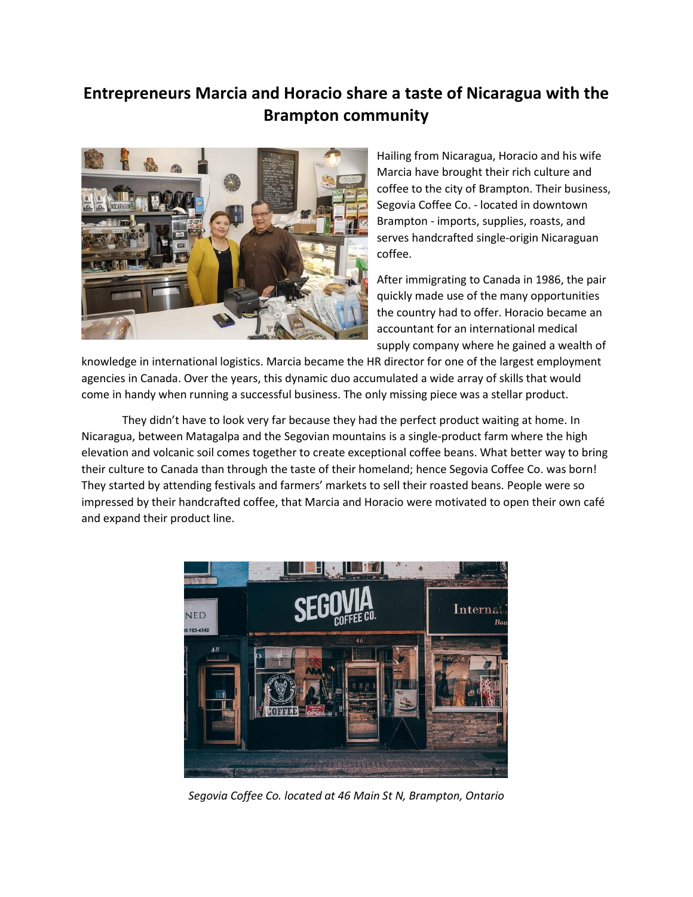# Entrepreneurs Marcia and Horacio share a taste of Nicaragua with the Brampton community

Hailing from Nicaragua, Horacio and his wife Marcia have brought their rich culture and coffee to the city of Brampton. Their business, Segovia Coffee Co. - located in downtown Brampton - imports, supplies, roasts, and serves handcrafted single-origin Nicaraguan coffee.

After immigrating to Canada in 1986, the pair quickly made use of the many opportunities the country had to offer. Horacio became an accountant for an international medical supply company where he gained a wealth of knowledge in international logistics. Marcia became the HR director for one of the largest employment agencies in Canada. Over the years, this dynamic duo accumulated a wide array of skills that would come in handy when running a successful business. The only missing piece was a stellar product.

They didn't have to look very far because they had the perfect product waiting at home. In Nicaragua, between Matagalpa and the Segovian mountains is a single-product farm where the high elevation and volcanic soil comes together to create exceptional coffee beans. What better way to bring their culture to Canada than through the taste of their homeland; hence Segovia Coffee Co. was born! They started by attending festivals and farmers' markets to sell their roasted beans. People were so impressed by their handcrafted coffee, that Marcia and Horacio were motivated to open their own café and expand their product line.

*Segovia Coffee Co. located at 46 Main St N, Brampton, Ontario*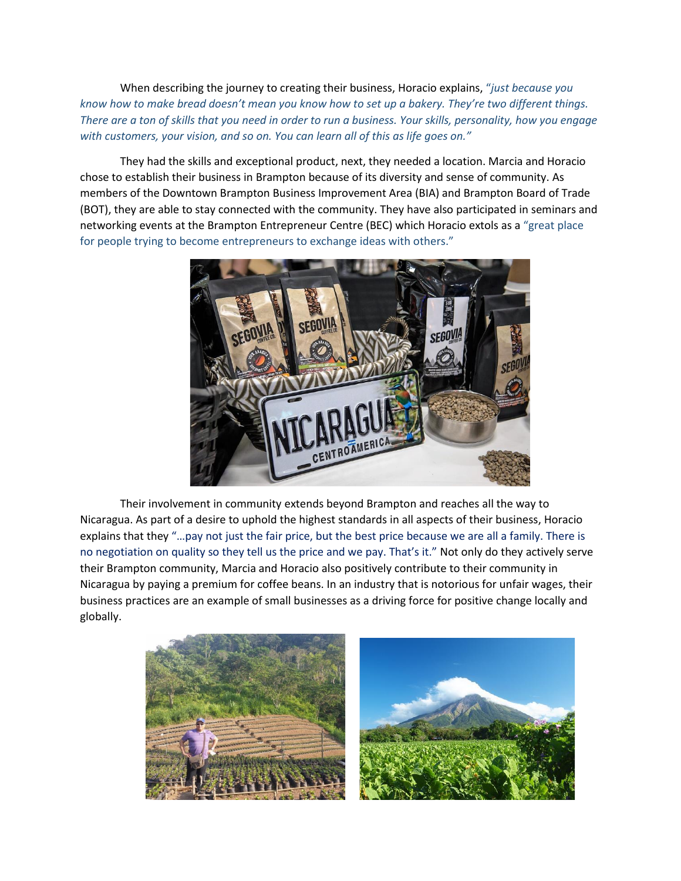When describing the journey to creating their business, Horacio explains, "*just because you know how to make bread doesn't mean you know how to set up a bakery. They're two different things. There are a ton of skills that you need in order to run a business. Your skills, personality, how you engage with customers, your vision, and so on. You can learn all of this as life goes on.*"

They had the skills and exceptional product, next, they needed a location. Marcia and Horacio chose to establish their business in Brampton because of its diversity and sense of community. As members of the Downtown Brampton Business Improvement Area (BIA) and Brampton Board of Trade (BOT), they are able to stay connected with the community. They have also participated in seminars and networking events at the Brampton Entrepreneur Centre (BEC) which Horacio extols as a "great place for people trying to become entrepreneurs to exchange ideas with others."

Their involvement in community extends beyond Brampton and reaches all the way to Nicaragua. As part of a desire to uphold the highest standards in all aspects of their business, Horacio explains that they "…pay not just the fair price, but the best price because we are all a family. There is no negotiation on quality so they tell us the price and we pay. That's it." Not only do they actively serve their Brampton community, Marcia and Horacio also positively contribute to their community in Nicaragua by paying a premium for coffee beans. In an industry that is notorious for unfair wages, their business practices are an example of small businesses as a driving force for positive change locally and globally.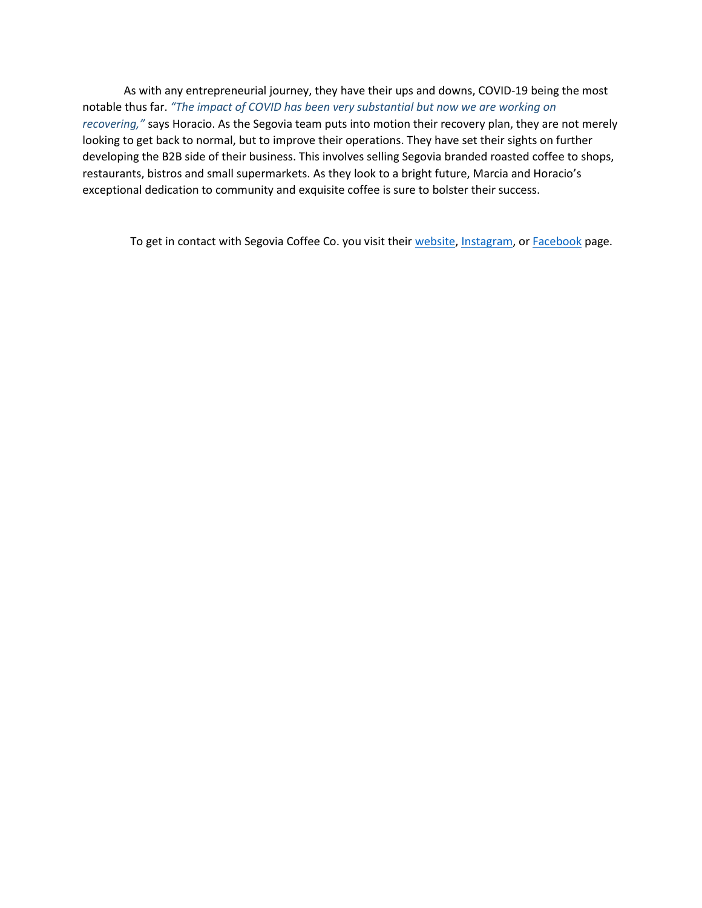As with any entrepreneurial journey, they have their ups and downs, COVID-19 being the most notable thus far. *"The impact of COVID has been very substantial but now we are working on recovering,"* says Horacio. As the Segovia team puts into motion their recovery plan, they are not merely looking to get back to normal, but to improve their operations. They have set their sights on further developing the B2B side of their business. This involves selling Segovia branded roasted coffee to shops, restaurants, bistros and small supermarkets. As they look to a bright future, Marcia and Horacio's exceptional dedication to community and exquisite coffee is sure to bolster their success.

To get in contact with Segovia Coffee Co. you visit their website, Instagram, or Facebook page.